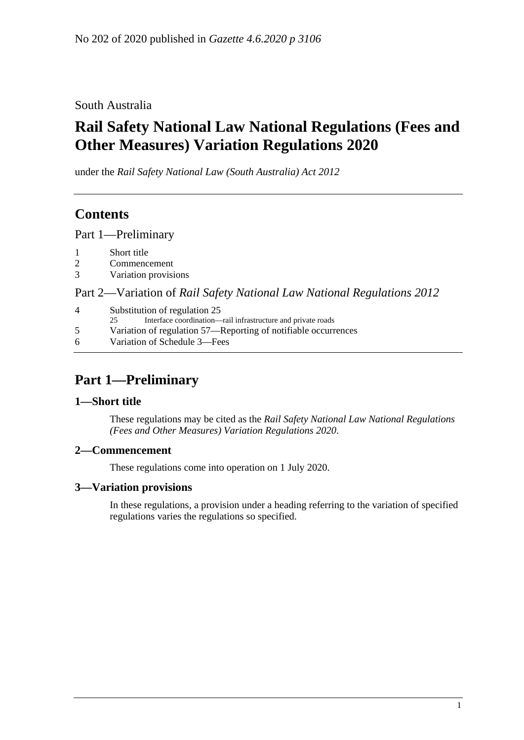No 202 of 2020 published in *Gazette 4.6.2020 p 3106*

South Australia

# Rail Safety National Law National Regulations (Fees and Other Measures) Variation Regulations 2020

under the *Rail Safety National Law (South Australia) Act 2012*

## Contents

Part 1—Preliminary

1 Short title
2 Commencement
3 Variation provisions

Part 2—Variation of *Rail Safety National Law National Regulations 2012*

4 Substitution of regulation 25
 25 Interface coordination—rail infrastructure and private roads
5 Variation of regulation 57—Reporting of notifiable occurrences
6 Variation of Schedule 3—Fees

## Part 1—Preliminary

### 1—Short title

These regulations may be cited as the *Rail Safety National Law National Regulations (Fees and Other Measures) Variation Regulations 2020*.

### 2—Commencement

These regulations come into operation on 1 July 2020.

### 3—Variation provisions

In these regulations, a provision under a heading referring to the variation of specified regulations varies the regulations so specified.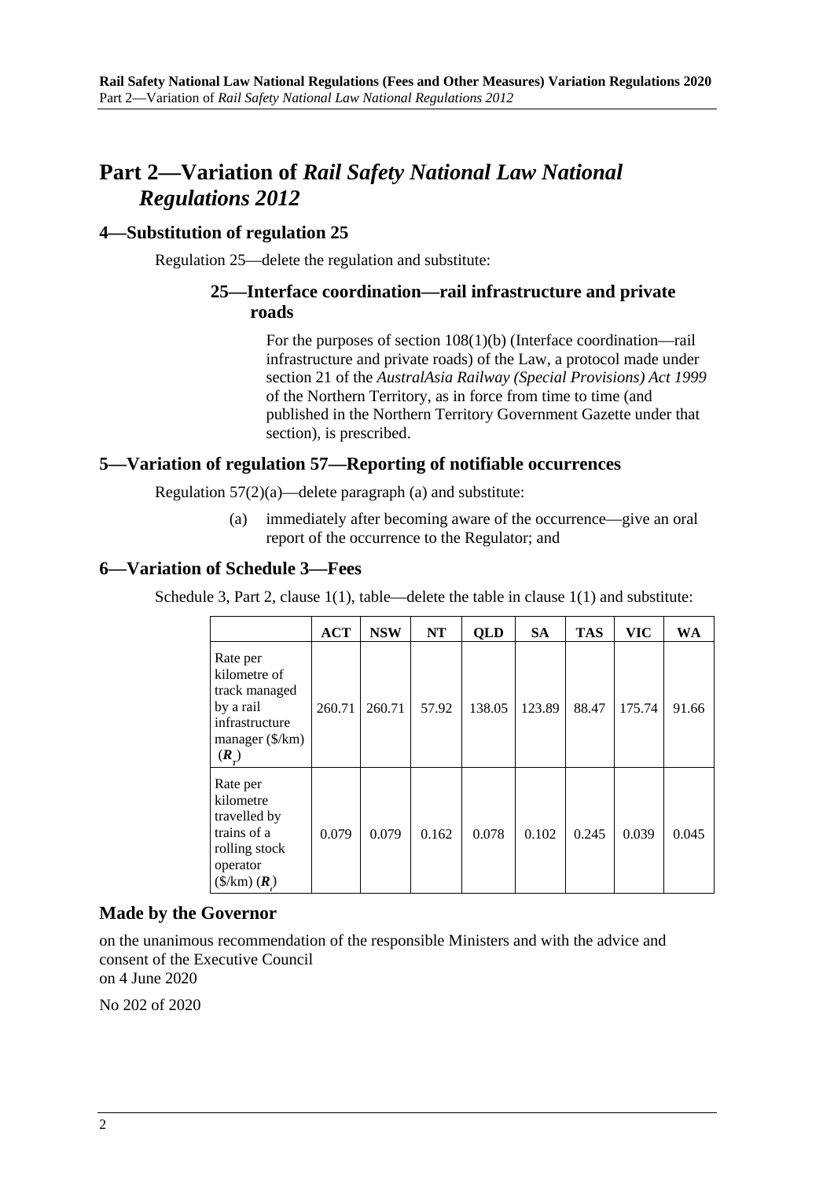# Part 2—Variation of *Rail Safety National Law National Regulations 2012*

## 4—Substitution of regulation 25

Regulation 25—delete the regulation and substitute:

### 25—Interface coordination—rail infrastructure and private roads

For the purposes of section 108(1)(b) (Interface coordination—rail infrastructure and private roads) of the Law, a protocol made under section 21 of the *AustralAsia Railway (Special Provisions) Act 1999* of the Northern Territory, as in force from time to time (and published in the Northern Territory Government Gazette under that section), is prescribed.

## 5—Variation of regulation 57—Reporting of notifiable occurrences

Regulation 57(2)(a)—delete paragraph (a) and substitute:

(a) immediately after becoming aware of the occurrence—give an oral report of the occurrence to the Regulator; and

## 6—Variation of Schedule 3—Fees

Schedule 3, Part 2, clause 1(1), table—delete the table in clause 1(1) and substitute:

| | **ACT** | **NSW** | **NT** | **QLD** | **SA** | **TAS** | **VIC** | **WA** |
|---|---|---|---|---|---|---|---|---|
| Rate per kilometre of track managed by a rail infrastructure manager ($/km) ($\boldsymbol{R}_r$) | 260.71 | 260.71 | 57.92 | 138.05 | 123.89 | 88.47 | 175.74 | 91.66 |
| Rate per kilometre travelled by trains of a rolling stock operator ($/km) ($\boldsymbol{R}_t$) | 0.079 | 0.079 | 0.162 | 0.078 | 0.102 | 0.245 | 0.039 | 0.045 |

## Made by the Governor

on the unanimous recommendation of the responsible Ministers and with the advice and consent of the Executive Council
on 4 June 2020

No 202 of 2020